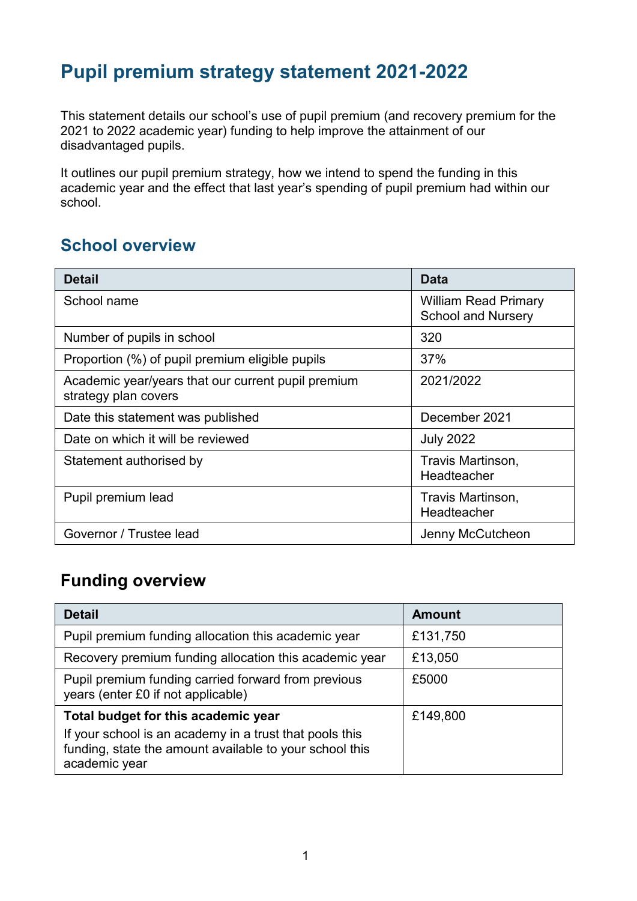# Pupil premium strategy statement 2021-2022

This statement details our school's use of pupil premium (and recovery premium for the 2021 to 2022 academic year) funding to help improve the attainment of our disadvantaged pupils.

It outlines our pupil premium strategy, how we intend to spend the funding in this academic year and the effect that last year's spending of pupil premium had within our school.

## School overview

| Detail | Data |
|---|---|
| School name | William Read Primary School and Nursery |
| Number of pupils in school | 320 |
| Proportion (%) of pupil premium eligible pupils | 37% |
| Academic year/years that our current pupil premium strategy plan covers | 2021/2022 |
| Date this statement was published | December 2021 |
| Date on which it will be reviewed | July 2022 |
| Statement authorised by | Travis Martinson, Headteacher |
| Pupil premium lead | Travis Martinson, Headteacher |
| Governor / Trustee lead | Jenny McCutcheon |

## Funding overview

| Detail | Amount |
|---|---|
| Pupil premium funding allocation this academic year | £131,750 |
| Recovery premium funding allocation this academic year | £13,050 |
| Pupil premium funding carried forward from previous years (enter £0 if not applicable) | £5000 |
| **Total budget for this academic year**<br>If your school is an academy in a trust that pools this funding, state the amount available to your school this academic year | £149,800 |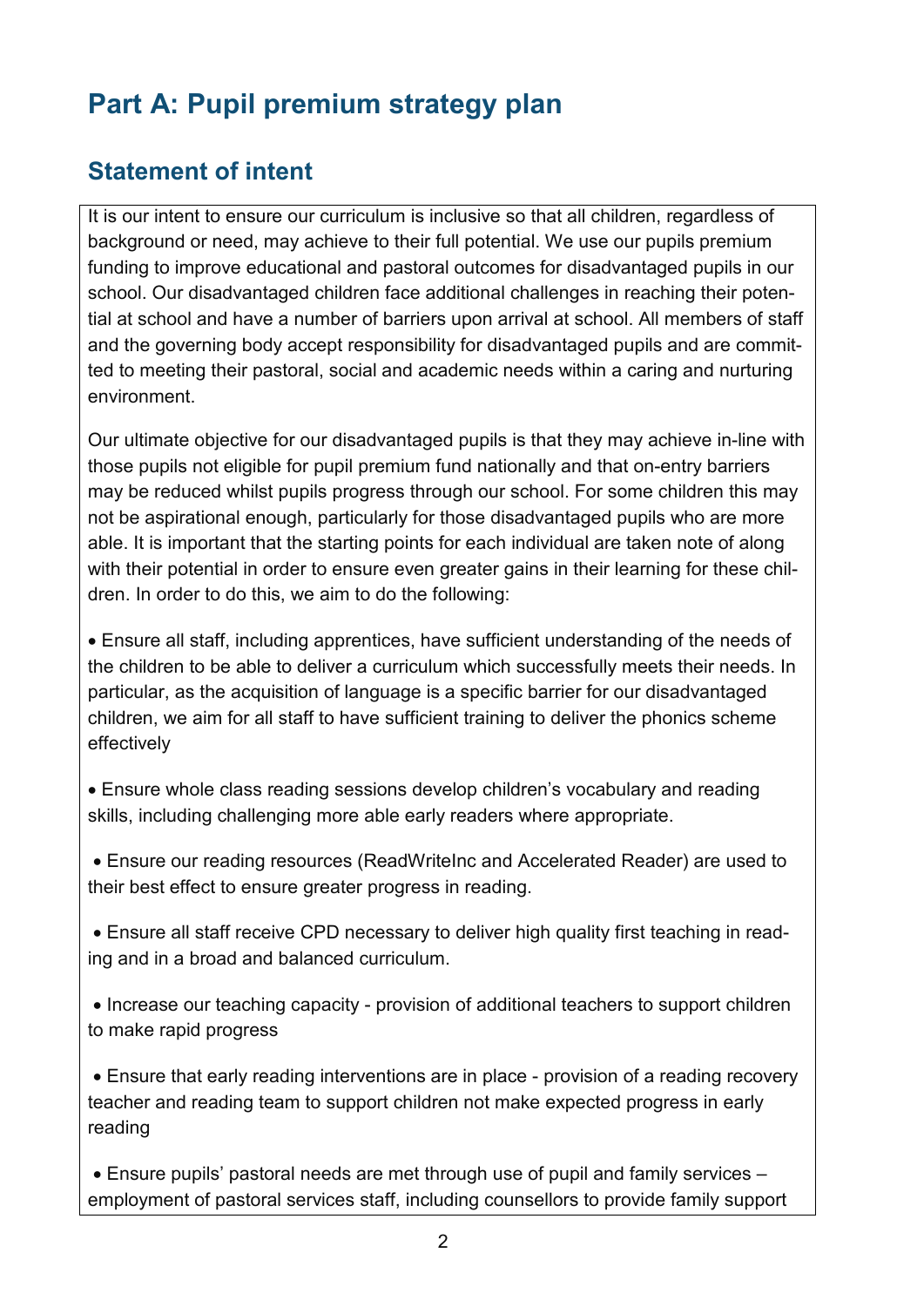# Part A: Pupil premium strategy plan

## Statement of intent

It is our intent to ensure our curriculum is inclusive so that all children, regardless of background or need, may achieve to their full potential. We use our pupils premium funding to improve educational and pastoral outcomes for disadvantaged pupils in our school. Our disadvantaged children face additional challenges in reaching their potential at school and have a number of barriers upon arrival at school. All members of staff and the governing body accept responsibility for disadvantaged pupils and are committed to meeting their pastoral, social and academic needs within a caring and nurturing environment.

Our ultimate objective for our disadvantaged pupils is that they may achieve in-line with those pupils not eligible for pupil premium fund nationally and that on-entry barriers may be reduced whilst pupils progress through our school. For some children this may not be aspirational enough, particularly for those disadvantaged pupils who are more able. It is important that the starting points for each individual are taken note of along with their potential in order to ensure even greater gains in their learning for these children. In order to do this, we aim to do the following:

- Ensure all staff, including apprentices, have sufficient understanding of the needs of the children to be able to deliver a curriculum which successfully meets their needs. In particular, as the acquisition of language is a specific barrier for our disadvantaged children, we aim for all staff to have sufficient training to deliver the phonics scheme effectively
- Ensure whole class reading sessions develop children's vocabulary and reading skills, including challenging more able early readers where appropriate.
- Ensure our reading resources (ReadWriteInc and Accelerated Reader) are used to their best effect to ensure greater progress in reading.
- Ensure all staff receive CPD necessary to deliver high quality first teaching in reading and in a broad and balanced curriculum.
- Increase our teaching capacity - provision of additional teachers to support children to make rapid progress
- Ensure that early reading interventions are in place - provision of a reading recovery teacher and reading team to support children not make expected progress in early reading
- Ensure pupils' pastoral needs are met through use of pupil and family services – employment of pastoral services staff, including counsellors to provide family support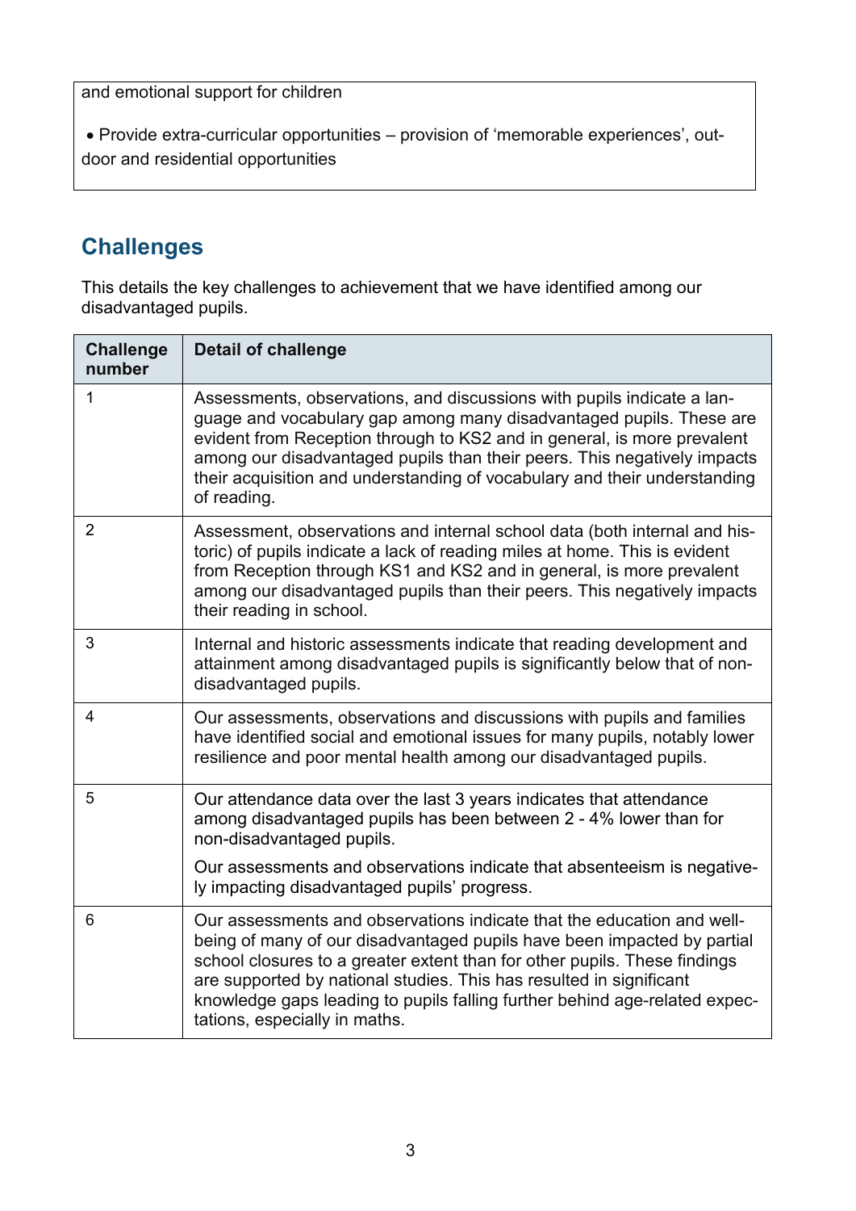and emotional support for children

- Provide extra-curricular opportunities – provision of 'memorable experiences', outdoor and residential opportunities

## Challenges

This details the key challenges to achievement that we have identified among our disadvantaged pupils.

| Challenge number | Detail of challenge |
|---|---|
| 1 | Assessments, observations, and discussions with pupils indicate a language and vocabulary gap among many disadvantaged pupils. These are evident from Reception through to KS2 and in general, is more prevalent among our disadvantaged pupils than their peers. This negatively impacts their acquisition and understanding of vocabulary and their understanding of reading. |
| 2 | Assessment, observations and internal school data (both internal and historic) of pupils indicate a lack of reading miles at home. This is evident from Reception through KS1 and KS2 and in general, is more prevalent among our disadvantaged pupils than their peers. This negatively impacts their reading in school. |
| 3 | Internal and historic assessments indicate that reading development and attainment among disadvantaged pupils is significantly below that of non-disadvantaged pupils. |
| 4 | Our assessments, observations and discussions with pupils and families have identified social and emotional issues for many pupils, notably lower resilience and poor mental health among our disadvantaged pupils. |
| 5 | Our attendance data over the last 3 years indicates that attendance among disadvantaged pupils has been between 2 - 4% lower than for non-disadvantaged pupils.<br><br>Our assessments and observations indicate that absenteeism is negatively impacting disadvantaged pupils' progress. |
| 6 | Our assessments and observations indicate that the education and wellbeing of many of our disadvantaged pupils have been impacted by partial school closures to a greater extent than for other pupils. These findings are supported by national studies. This has resulted in significant knowledge gaps leading to pupils falling further behind age-related expectations, especially in maths. |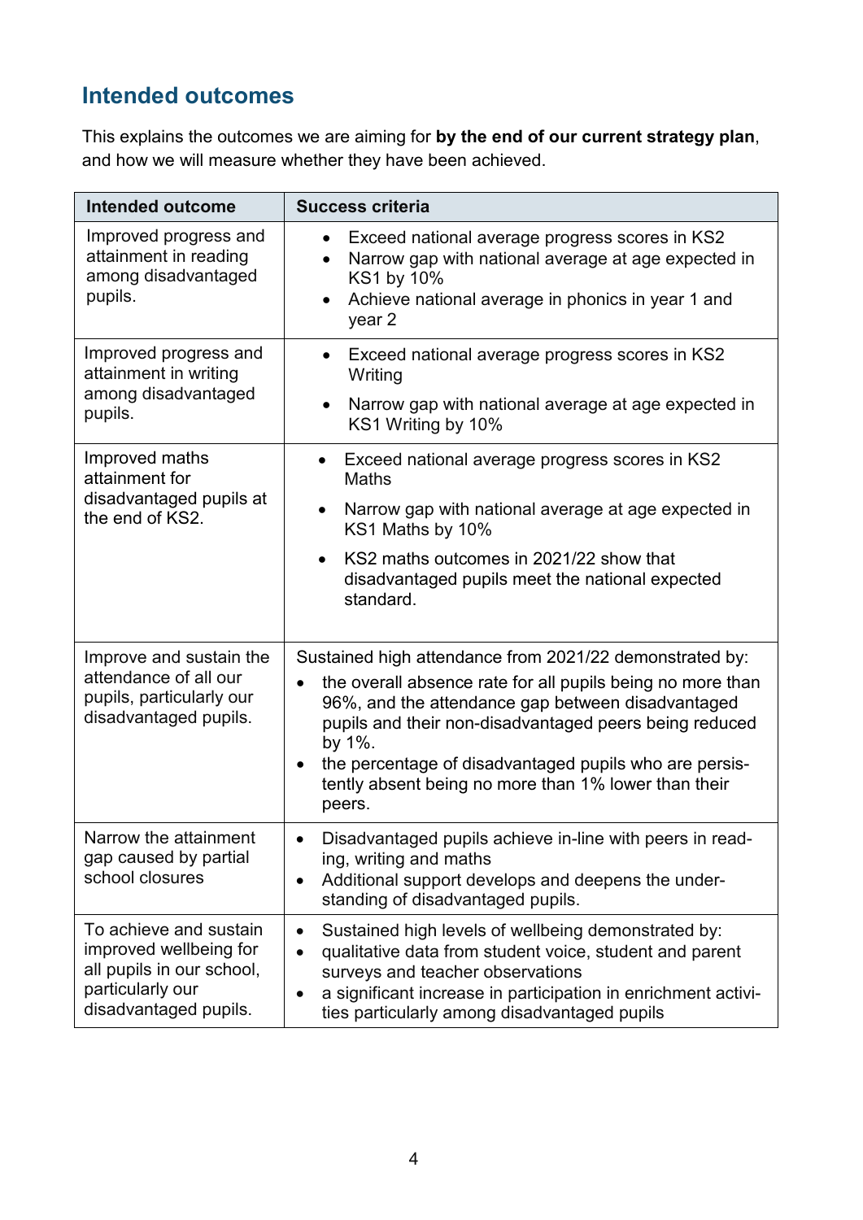## Intended outcomes

This explains the outcomes we are aiming for **by the end of our current strategy plan**, and how we will measure whether they have been achieved.

| Intended outcome | Success criteria |
|---|---|
| Improved progress and attainment in reading among disadvantaged pupils. | • Exceed national average progress scores in KS2<br>• Narrow gap with national average at age expected in KS1 by 10%<br>• Achieve national average in phonics in year 1 and year 2 |
| Improved progress and attainment in writing among disadvantaged pupils. | • Exceed national average progress scores in KS2 Writing<br>• Narrow gap with national average at age expected in KS1 Writing by 10% |
| Improved maths attainment for disadvantaged pupils at the end of KS2. | • Exceed national average progress scores in KS2 Maths<br>• Narrow gap with national average at age expected in KS1 Maths by 10%<br>• KS2 maths outcomes in 2021/22 show that disadvantaged pupils meet the national expected standard. |
| Improve and sustain the attendance of all our pupils, particularly our disadvantaged pupils. | Sustained high attendance from 2021/22 demonstrated by:<br>• the overall absence rate for all pupils being no more than 96%, and the attendance gap between disadvantaged pupils and their non-disadvantaged peers being reduced by 1%.<br>• the percentage of disadvantaged pupils who are persistently absent being no more than 1% lower than their peers. |
| Narrow the attainment gap caused by partial school closures | • Disadvantaged pupils achieve in-line with peers in reading, writing and maths<br>• Additional support develops and deepens the understanding of disadvantaged pupils. |
| To achieve and sustain improved wellbeing for all pupils in our school, particularly our disadvantaged pupils. | • Sustained high levels of wellbeing demonstrated by:<br>• qualitative data from student voice, student and parent surveys and teacher observations<br>• a significant increase in participation in enrichment activities particularly among disadvantaged pupils |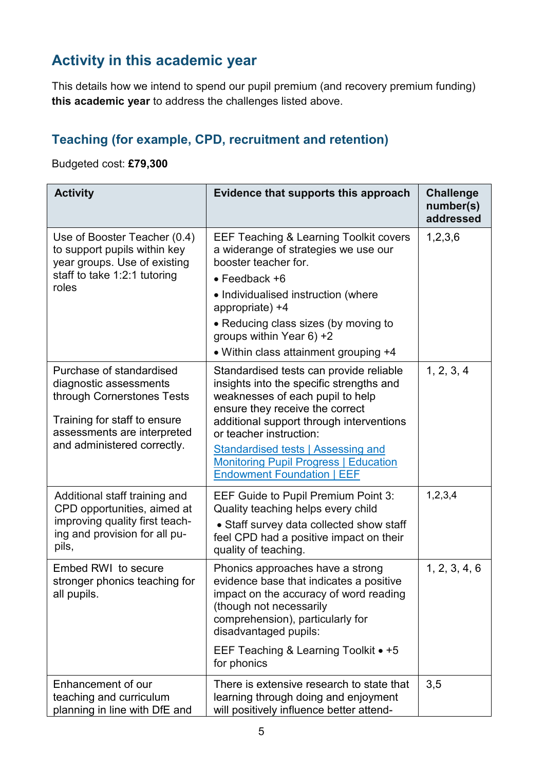## Activity in this academic year

This details how we intend to spend our pupil premium (and recovery premium funding) **this academic year** to address the challenges listed above.

### Teaching (for example, CPD, recruitment and retention)

Budgeted cost: **£79,300**

| Activity | Evidence that supports this approach | Challenge number(s) addressed |
|---|---|---|
| Use of Booster Teacher (0.4) to support pupils within key year groups. Use of existing staff to take 1:2:1 tutoring roles | EEF Teaching & Learning Toolkit covers a widerange of strategies we use our booster teacher for.<br>• Feedback +6<br>• Individualised instruction (where appropriate) +4<br>• Reducing class sizes (by moving to groups within Year 6) +2<br>• Within class attainment grouping +4 | 1,2,3,6 |
| Purchase of standardised diagnostic assessments through Cornerstones Tests<br><br>Training for staff to ensure assessments are interpreted and administered correctly. | Standardised tests can provide reliable insights into the specific strengths and weaknesses of each pupil to help ensure they receive the correct additional support through interventions or teacher instruction:<br>[Standardised tests \| Assessing and Monitoring Pupil Progress \| Education Endowment Foundation \| EEF]() | 1, 2, 3, 4 |
| Additional staff training and CPD opportunities, aimed at improving quality first teaching and provision for all pupils, | EEF Guide to Pupil Premium Point 3: Quality teaching helps every child<br>• Staff survey data collected show staff feel CPD had a positive impact on their quality of teaching. | 1,2,3,4 |
| Embed RWI to secure stronger phonics teaching for all pupils. | Phonics approaches have a strong evidence base that indicates a positive impact on the accuracy of word reading (though not necessarily comprehension), particularly for disadvantaged pupils:<br>EEF Teaching & Learning Toolkit • +5 for phonics | 1, 2, 3, 4, 6 |
| Enhancement of our teaching and curriculum planning in line with DfE and | There is extensive research to state that learning through doing and enjoyment will positively influence better attend- | 3,5 |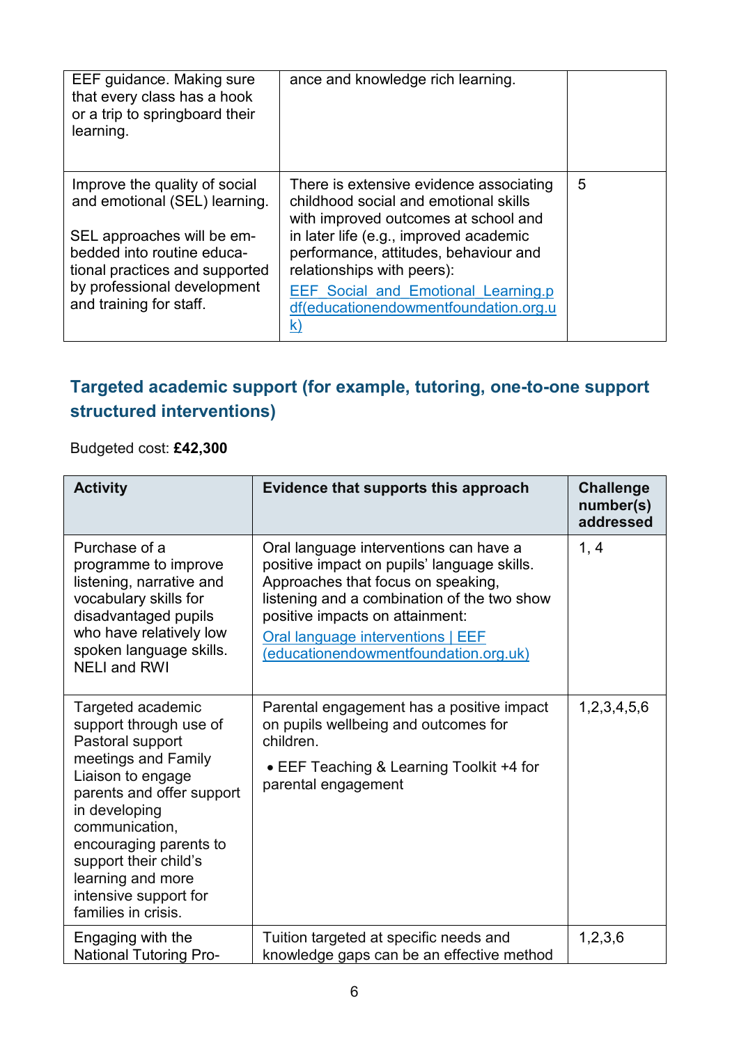| | | |
|---|---|---|
| EEF guidance. Making sure that every class has a hook or a trip to springboard their learning. | ance and knowledge rich learning. | |
| Improve the quality of social and emotional (SEL) learning.<br><br>SEL approaches will be embedded into routine educational practices and supported by professional development and training for staff. | There is extensive evidence associating childhood social and emotional skills with improved outcomes at school and in later life (e.g., improved academic performance, attitudes, behaviour and relationships with peers):<br>[EEF_Social_and_Emotional_Learning.pdf(educationendowmentfoundation.org.uk)]() | 5 |

## Targeted academic support (for example, tutoring, one-to-one support structured interventions)

Budgeted cost: **£42,300**

| Activity | Evidence that supports this approach | Challenge number(s) addressed |
|---|---|---|
| Purchase of a programme to improve listening, narrative and vocabulary skills for disadvantaged pupils who have relatively low spoken language skills. NELI and RWI | Oral language interventions can have a positive impact on pupils' language skills. Approaches that focus on speaking, listening and a combination of the two show positive impacts on attainment:<br>[Oral language interventions \| EEF (educationendowmentfoundation.org.uk)]() | 1, 4 |
| Targeted academic support through use of Pastoral support meetings and Family Liaison to engage parents and offer support in developing communication, encouraging parents to support their child's learning and more intensive support for families in crisis. | Parental engagement has a positive impact on pupils wellbeing and outcomes for children.<br>• EEF Teaching & Learning Toolkit +4 for parental engagement | 1,2,3,4,5,6 |
| Engaging with the National Tutoring Pro- | Tuition targeted at specific needs and knowledge gaps can be an effective method | 1,2,3,6 |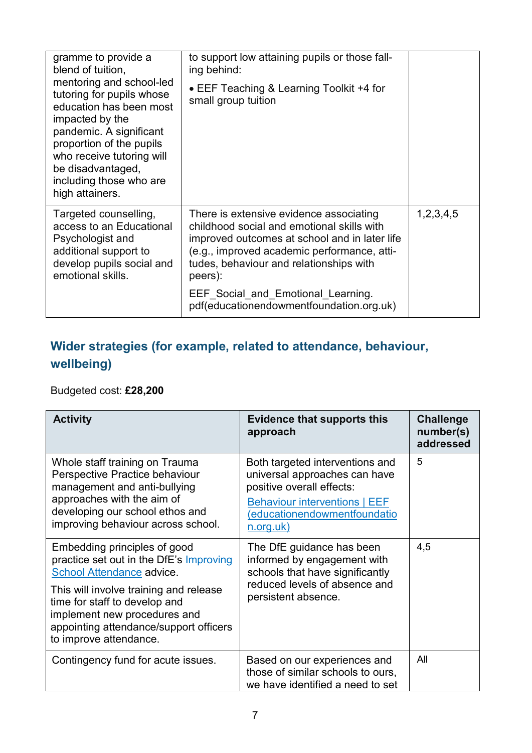| | | |
|---|---|---|
| gramme to provide a blend of tuition, mentoring and school-led tutoring for pupils whose education has been most impacted by the pandemic. A significant proportion of the pupils who receive tutoring will be disadvantaged, including those who are high attainers. | to support low attaining pupils or those falling behind:<br>• EEF Teaching & Learning Toolkit +4 for small group tuition | |
| Targeted counselling, access to an Educational Psychologist and additional support to develop pupils social and emotional skills. | There is extensive evidence associating childhood social and emotional skills with improved outcomes at school and in later life (e.g., improved academic performance, attitudes, behaviour and relationships with peers):<br>EEF_Social_and_Emotional_Learning.pdf(educationendowmentfoundation.org.uk) | 1,2,3,4,5 |

## Wider strategies (for example, related to attendance, behaviour, wellbeing)

Budgeted cost: **£28,200**

| Activity | Evidence that supports this approach | Challenge number(s) addressed |
|---|---|---|
| Whole staff training on Trauma Perspective Practice behaviour management and anti-bullying approaches with the aim of developing our school ethos and improving behaviour across school. | Both targeted interventions and universal approaches can have positive overall effects:<br>Behaviour interventions \| EEF (educationendowmentfoundation.org.uk) | 5 |
| Embedding principles of good practice set out in the DfE's Improving School Attendance advice.<br>This will involve training and release time for staff to develop and implement new procedures and appointing attendance/support officers to improve attendance. | The DfE guidance has been informed by engagement with schools that have significantly reduced levels of absence and persistent absence. | 4,5 |
| Contingency fund for acute issues. | Based on our experiences and those of similar schools to ours, we have identified a need to set | All |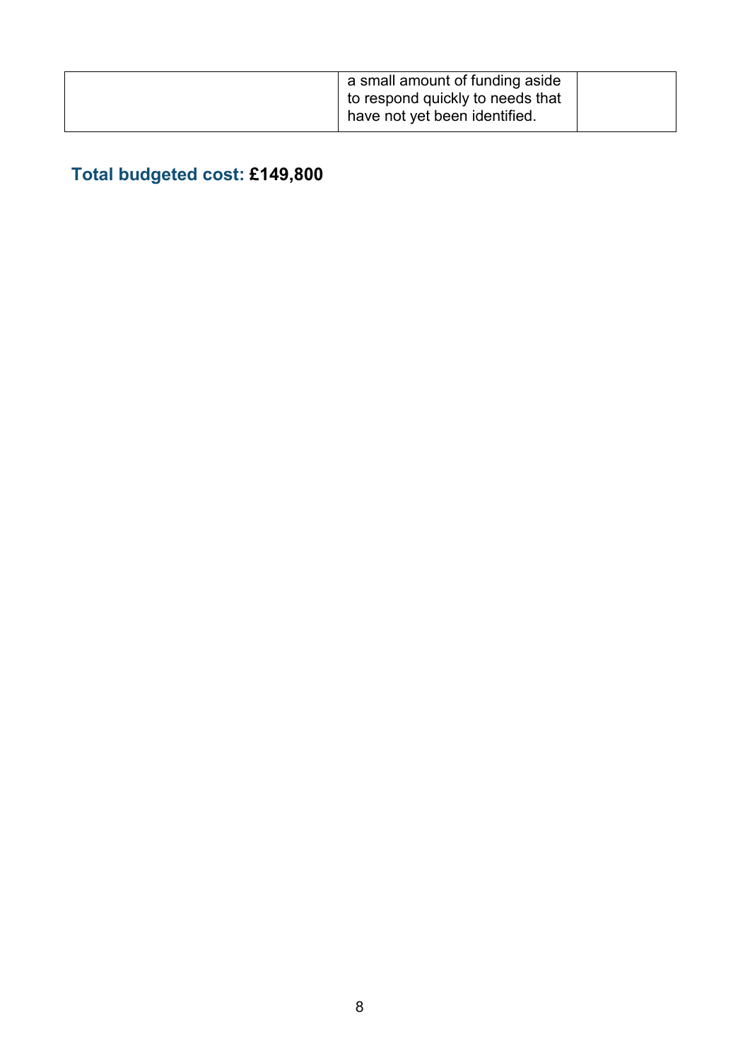| | | |
|---|---|---|
| | a small amount of funding aside to respond quickly to needs that have not yet been identified. | |

## Total budgeted cost: **£149,800**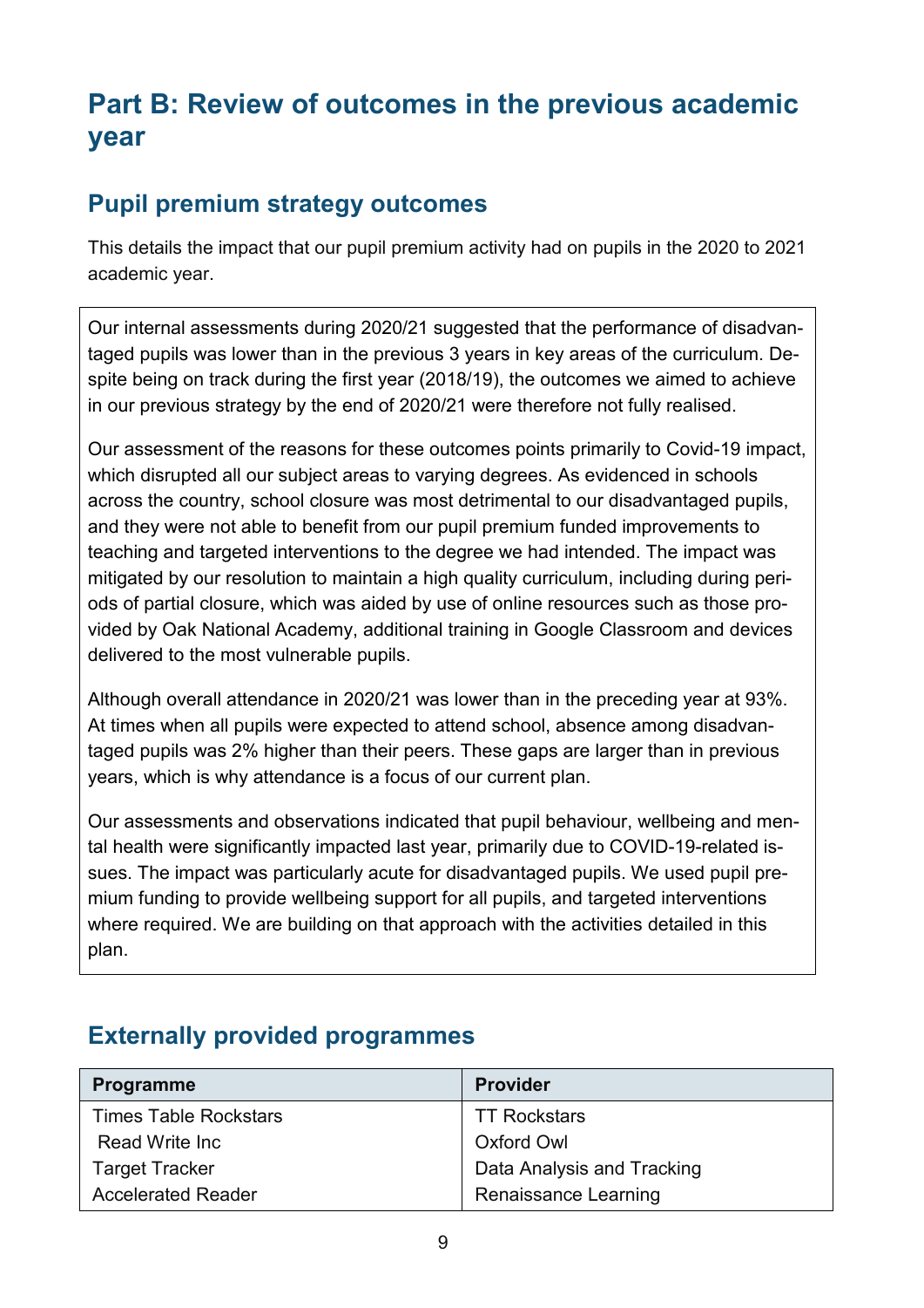# Part B: Review of outcomes in the previous academic year

## Pupil premium strategy outcomes

This details the impact that our pupil premium activity had on pupils in the 2020 to 2021 academic year.

Our internal assessments during 2020/21 suggested that the performance of disadvantaged pupils was lower than in the previous 3 years in key areas of the curriculum. Despite being on track during the first year (2018/19), the outcomes we aimed to achieve in our previous strategy by the end of 2020/21 were therefore not fully realised.

Our assessment of the reasons for these outcomes points primarily to Covid-19 impact, which disrupted all our subject areas to varying degrees. As evidenced in schools across the country, school closure was most detrimental to our disadvantaged pupils, and they were not able to benefit from our pupil premium funded improvements to teaching and targeted interventions to the degree we had intended. The impact was mitigated by our resolution to maintain a high quality curriculum, including during periods of partial closure, which was aided by use of online resources such as those provided by Oak National Academy, additional training in Google Classroom and devices delivered to the most vulnerable pupils.

Although overall attendance in 2020/21 was lower than in the preceding year at 93%. At times when all pupils were expected to attend school, absence among disadvantaged pupils was 2% higher than their peers. These gaps are larger than in previous years, which is why attendance is a focus of our current plan.

Our assessments and observations indicated that pupil behaviour, wellbeing and mental health were significantly impacted last year, primarily due to COVID-19-related issues. The impact was particularly acute for disadvantaged pupils. We used pupil premium funding to provide wellbeing support for all pupils, and targeted interventions where required. We are building on that approach with the activities detailed in this plan.

## Externally provided programmes

| Programme | Provider |
|---|---|
| Times Table Rockstars | TT Rockstars |
| Read Write Inc | Oxford Owl |
| Target Tracker | Data Analysis and Tracking |
| Accelerated Reader | Renaissance Learning |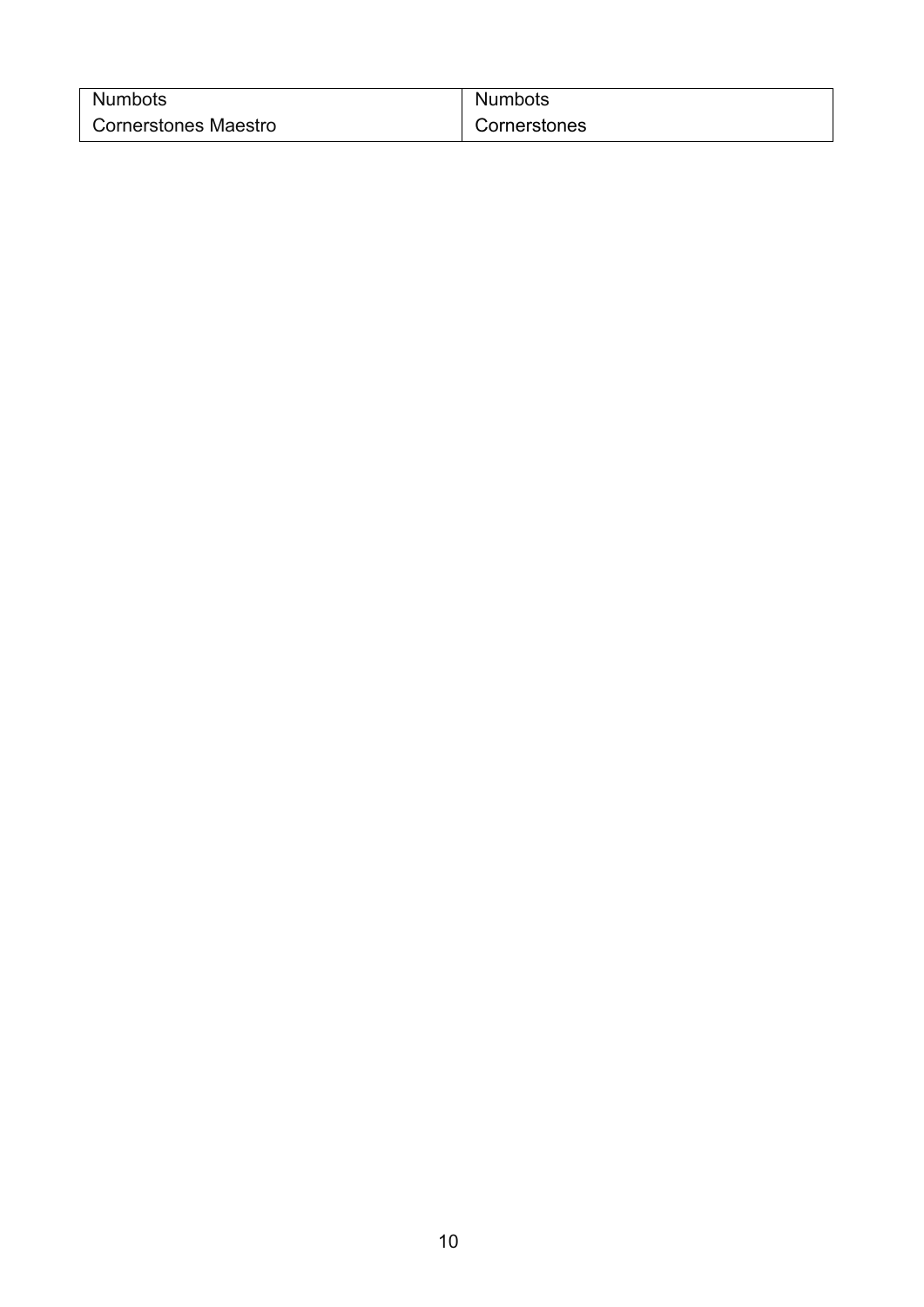| | |
|---|---|
| Numbots<br>Cornerstones Maestro | Numbots<br>Cornerstones |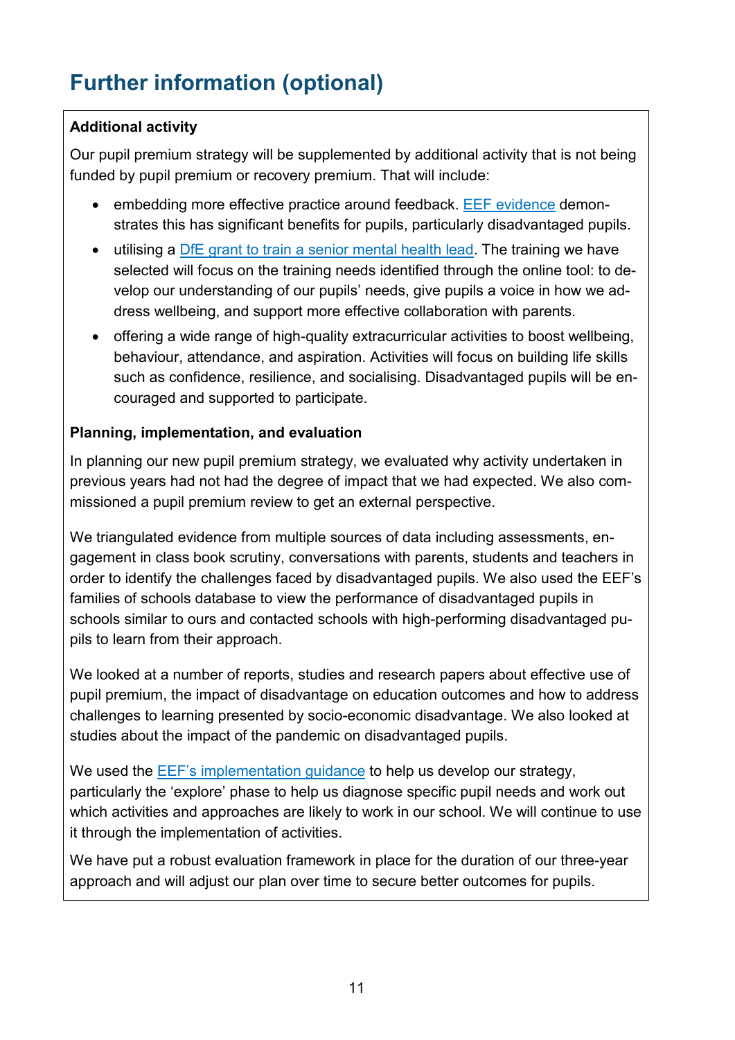# Further information (optional)

**Additional activity**

Our pupil premium strategy will be supplemented by additional activity that is not being funded by pupil premium or recovery premium. That will include:

- embedding more effective practice around feedback. [EEF evidence] demonstrates this has significant benefits for pupils, particularly disadvantaged pupils.
- utilising a [DfE grant to train a senior mental health lead]. The training we have selected will focus on the training needs identified through the online tool: to develop our understanding of our pupils' needs, give pupils a voice in how we address wellbeing, and support more effective collaboration with parents.
- offering a wide range of high-quality extracurricular activities to boost wellbeing, behaviour, attendance, and aspiration. Activities will focus on building life skills such as confidence, resilience, and socialising. Disadvantaged pupils will be encouraged and supported to participate.

**Planning, implementation, and evaluation**

In planning our new pupil premium strategy, we evaluated why activity undertaken in previous years had not had the degree of impact that we had expected. We also commissioned a pupil premium review to get an external perspective.

We triangulated evidence from multiple sources of data including assessments, engagement in class book scrutiny, conversations with parents, students and teachers in order to identify the challenges faced by disadvantaged pupils. We also used the EEF's families of schools database to view the performance of disadvantaged pupils in schools similar to ours and contacted schools with high-performing disadvantaged pupils to learn from their approach.

We looked at a number of reports, studies and research papers about effective use of pupil premium, the impact of disadvantage on education outcomes and how to address challenges to learning presented by socio-economic disadvantage. We also looked at studies about the impact of the pandemic on disadvantaged pupils.

We used the [EEF's implementation guidance] to help us develop our strategy, particularly the 'explore' phase to help us diagnose specific pupil needs and work out which activities and approaches are likely to work in our school. We will continue to use it through the implementation of activities.

We have put a robust evaluation framework in place for the duration of our three-year approach and will adjust our plan over time to secure better outcomes for pupils.